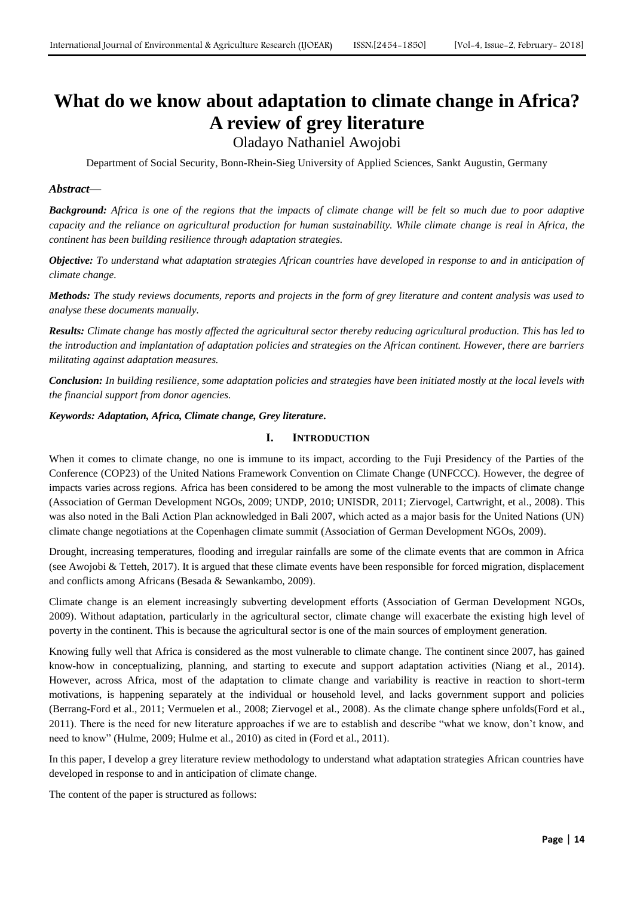# What do we know about adaptation to climate change in Africa? A review of grey literature

Oladayo Nathaniel Awojobi

Department of Social Security, Bonn-Rhein-Sieg University of Applied Sciences, Sankt Augustin, Germany

***Abstract*—**

***Background:*** *Africa is one of the regions that the impacts of climate change will be felt so much due to poor adaptive capacity and the reliance on agricultural production for human sustainability. While climate change is real in Africa, the continent has been building resilience through adaptation strategies.*

***Objective:*** *To understand what adaptation strategies African countries have developed in response to and in anticipation of climate change.*

***Methods:*** *The study reviews documents, reports and projects in the form of grey literature and content analysis was used to analyse these documents manually.*

***Results:*** *Climate change has mostly affected the agricultural sector thereby reducing agricultural production. This has led to the introduction and implantation of adaptation policies and strategies on the African continent. However, there are barriers militating against adaptation measures.*

***Conclusion:*** *In building resilience, some adaptation policies and strategies have been initiated mostly at the local levels with the financial support from donor agencies.*

***Keywords: Adaptation, Africa, Climate change, Grey literature.***

## I. Introduction

When it comes to climate change, no one is immune to its impact, according to the Fuji Presidency of the Parties of the Conference (COP23) of the United Nations Framework Convention on Climate Change (UNFCCC). However, the degree of impacts varies across regions. Africa has been considered to be among the most vulnerable to the impacts of climate change (Association of German Development NGOs, 2009; UNDP, 2010; UNISDR, 2011; Ziervogel, Cartwright, et al., 2008). This was also noted in the Bali Action Plan acknowledged in Bali 2007, which acted as a major basis for the United Nations (UN) climate change negotiations at the Copenhagen climate summit (Association of German Development NGOs, 2009).

Drought, increasing temperatures, flooding and irregular rainfalls are some of the climate events that are common in Africa (see Awojobi & Tetteh, 2017). It is argued that these climate events have been responsible for forced migration, displacement and conflicts among Africans (Besada & Sewankambo, 2009).

Climate change is an element increasingly subverting development efforts (Association of German Development NGOs, 2009). Without adaptation, particularly in the agricultural sector, climate change will exacerbate the existing high level of poverty in the continent. This is because the agricultural sector is one of the main sources of employment generation.

Knowing fully well that Africa is considered as the most vulnerable to climate change. The continent since 2007, has gained know-how in conceptualizing, planning, and starting to execute and support adaptation activities (Niang et al., 2014). However, across Africa, most of the adaptation to climate change and variability is reactive in reaction to short-term motivations, is happening separately at the individual or household level, and lacks government support and policies (Berrang-Ford et al., 2011; Vermuelen et al., 2008; Ziervogel et al., 2008). As the climate change sphere unfolds(Ford et al., 2011). There is the need for new literature approaches if we are to establish and describe "what we know, don't know, and need to know" (Hulme, 2009; Hulme et al., 2010) as cited in (Ford et al., 2011).

In this paper, I develop a grey literature review methodology to understand what adaptation strategies African countries have developed in response to and in anticipation of climate change.

The content of the paper is structured as follows: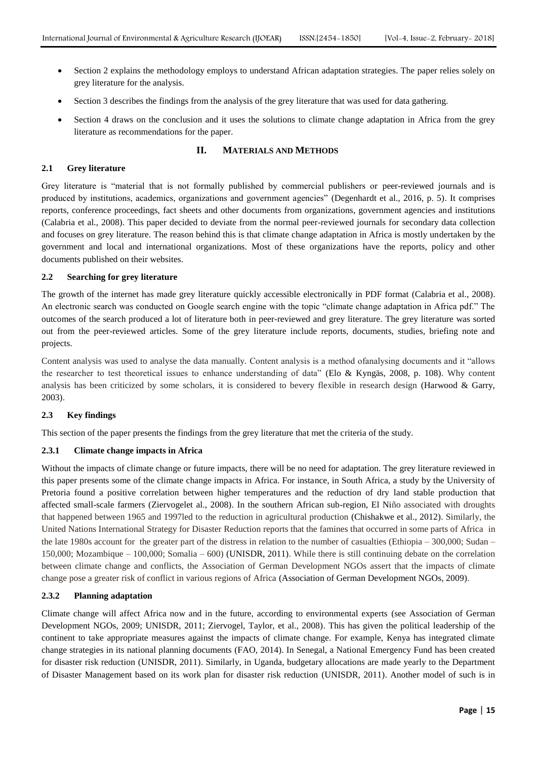- Section 2 explains the methodology employs to understand African adaptation strategies. The paper relies solely on grey literature for the analysis.
- Section 3 describes the findings from the analysis of the grey literature that was used for data gathering.
- Section 4 draws on the conclusion and it uses the solutions to climate change adaptation in Africa from the grey literature as recommendations for the paper.

## II. MATERIALS AND METHODS

### 2.1 Grey literature

Grey literature is "material that is not formally published by commercial publishers or peer-reviewed journals and is produced by institutions, academics, organizations and government agencies" (Degenhardt et al., 2016, p. 5). It comprises reports, conference proceedings, fact sheets and other documents from organizations, government agencies and institutions (Calabria et al., 2008). This paper decided to deviate from the normal peer-reviewed journals for secondary data collection and focuses on grey literature. The reason behind this is that climate change adaptation in Africa is mostly undertaken by the government and local and international organizations. Most of these organizations have the reports, policy and other documents published on their websites.

### 2.2 Searching for grey literature

The growth of the internet has made grey literature quickly accessible electronically in PDF format (Calabria et al., 2008). An electronic search was conducted on Google search engine with the topic "climate change adaptation in Africa pdf." The outcomes of the search produced a lot of literature both in peer-reviewed and grey literature. The grey literature was sorted out from the peer-reviewed articles. Some of the grey literature include reports, documents, studies, briefing note and projects.

Content analysis was used to analyse the data manually. Content analysis is a method ofanalysing documents and it "allows the researcher to test theoretical issues to enhance understanding of data" (Elo & Kyngäs, 2008, p. 108). Why content analysis has been criticized by some scholars, it is considered to bevery flexible in research design (Harwood & Garry, 2003).

### 2.3 Key findings

This section of the paper presents the findings from the grey literature that met the criteria of the study.

#### 2.3.1 Climate change impacts in Africa

Without the impacts of climate change or future impacts, there will be no need for adaptation. The grey literature reviewed in this paper presents some of the climate change impacts in Africa. For instance, in South Africa, a study by the University of Pretoria found a positive correlation between higher temperatures and the reduction of dry land stable production that affected small-scale farmers (Ziervogelet al., 2008). In the southern African sub-region, El Niño associated with droughts that happened between 1965 and 1997led to the reduction in agricultural production (Chishakwe et al., 2012). Similarly, the United Nations International Strategy for Disaster Reduction reports that the famines that occurred in some parts of Africa in the late 1980s account for the greater part of the distress in relation to the number of casualties (Ethiopia – 300,000; Sudan – 150,000; Mozambique – 100,000; Somalia – 600) (UNISDR, 2011). While there is still continuing debate on the correlation between climate change and conflicts, the Association of German Development NGOs assert that the impacts of climate change pose a greater risk of conflict in various regions of Africa (Association of German Development NGOs, 2009).

#### 2.3.2 Planning adaptation

Climate change will affect Africa now and in the future, according to environmental experts (see Association of German Development NGOs, 2009; UNISDR, 2011; Ziervogel, Taylor, et al., 2008). This has given the political leadership of the continent to take appropriate measures against the impacts of climate change. For example, Kenya has integrated climate change strategies in its national planning documents (FAO, 2014). In Senegal, a National Emergency Fund has been created for disaster risk reduction (UNISDR, 2011). Similarly, in Uganda, budgetary allocations are made yearly to the Department of Disaster Management based on its work plan for disaster risk reduction (UNISDR, 2011). Another model of such is in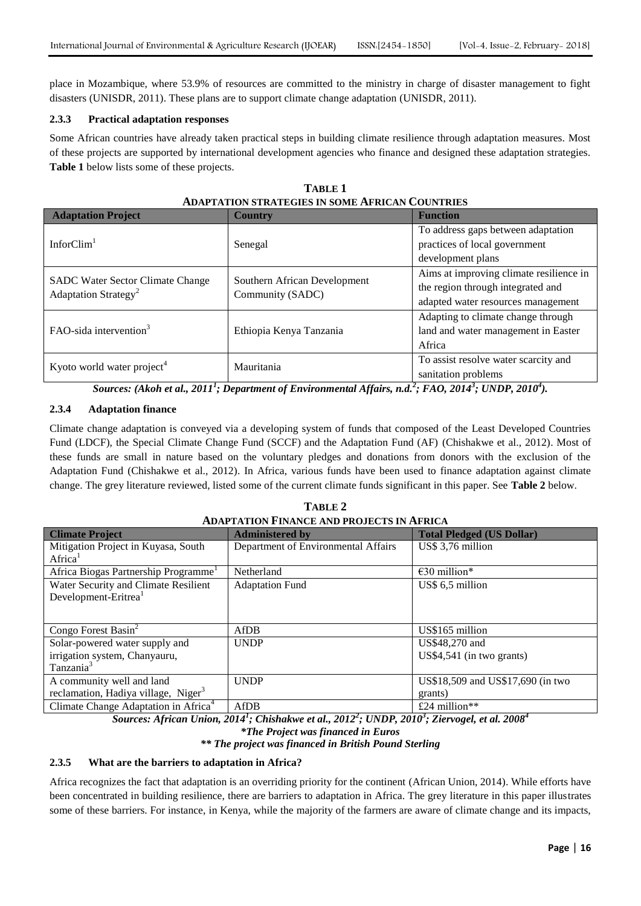place in Mozambique, where 53.9% of resources are committed to the ministry in charge of disaster management to fight disasters (UNISDR, 2011). These plans are to support climate change adaptation (UNISDR, 2011).

### 2.3.3 Practical adaptation responses

Some African countries have already taken practical steps in building climate resilience through adaptation measures. Most of these projects are supported by international development agencies who finance and designed these adaptation strategies. **Table 1** below lists some of these projects.

**TABLE 1**
**ADAPTATION STRATEGIES IN SOME AFRICAN COUNTRIES**

| Adaptation Project | Country | Function |
|---|---|---|
| InforClim[1] | Senegal | To address gaps between adaptation practices of local government development plans |
| SADC Water Sector Climate Change Adaptation Strategy[2] | Southern African Development Community (SADC) | Aims at improving climate resilience in the region through integrated and adapted water resources management |
| FAO-sida intervention[3] | Ethiopia Kenya Tanzania | Adapting to climate change through land and water management in Easter Africa |
| Kyoto world water project[4] | Mauritania | To assist resolve water scarcity and sanitation problems |

*Sources: (Akoh et al., 2011[1]; Department of Environmental Affairs, n.d.[2]; FAO, 2014[3]; UNDP, 2010[4]).*

### 2.3.4 Adaptation finance

Climate change adaptation is conveyed via a developing system of funds that composed of the Least Developed Countries Fund (LDCF), the Special Climate Change Fund (SCCF) and the Adaptation Fund (AF) (Chishakwe et al., 2012). Most of these funds are small in nature based on the voluntary pledges and donations from donors with the exclusion of the Adaptation Fund (Chishakwe et al., 2012). In Africa, various funds have been used to finance adaptation against climate change. The grey literature reviewed, listed some of the current climate funds significant in this paper. See **Table 2** below.

**TABLE 2**
**ADAPTATION FINANCE AND PROJECTS IN AFRICA**

| Climate Project | Administered by | Total Pledged (US Dollar) |
|---|---|---|
| Mitigation Project in Kuyasa, South Africa[1] | Department of Environmental Affairs | US$ 3,76 million |
| Africa Biogas Partnership Programme[1] | Netherland | €30 million* |
| Water Security and Climate Resilient Development-Eritrea[1] | Adaptation Fund | US$ 6,5 million |
| Congo Forest Basin[2] | AfDB | US$165 million |
| Solar-powered water supply and irrigation system, Chanyauru, Tanzania[3] | UNDP | US$48,270 and US$4,541 (in two grants) |
| A community well and land reclamation, Hadiya village, Niger[3] | UNDP | US$18,509 and US$17,690 (in two grants) |
| Climate Change Adaptation in Africa[4] | AfDB | £24 million** |

*Sources: African Union, 2014[1]; Chishakwe et al., 2012[2]; UNDP, 2010[3]; Ziervogel, et al. 2008[4]*

*\*The Project was financed in Euros*

*\*\* The project was financed in British Pound Sterling*

### 2.3.5 What are the barriers to adaptation in Africa?

Africa recognizes the fact that adaptation is an overriding priority for the continent (African Union, 2014). While efforts have been concentrated in building resilience, there are barriers to adaptation in Africa. The grey literature in this paper illustrates some of these barriers. For instance, in Kenya, while the majority of the farmers are aware of climate change and its impacts,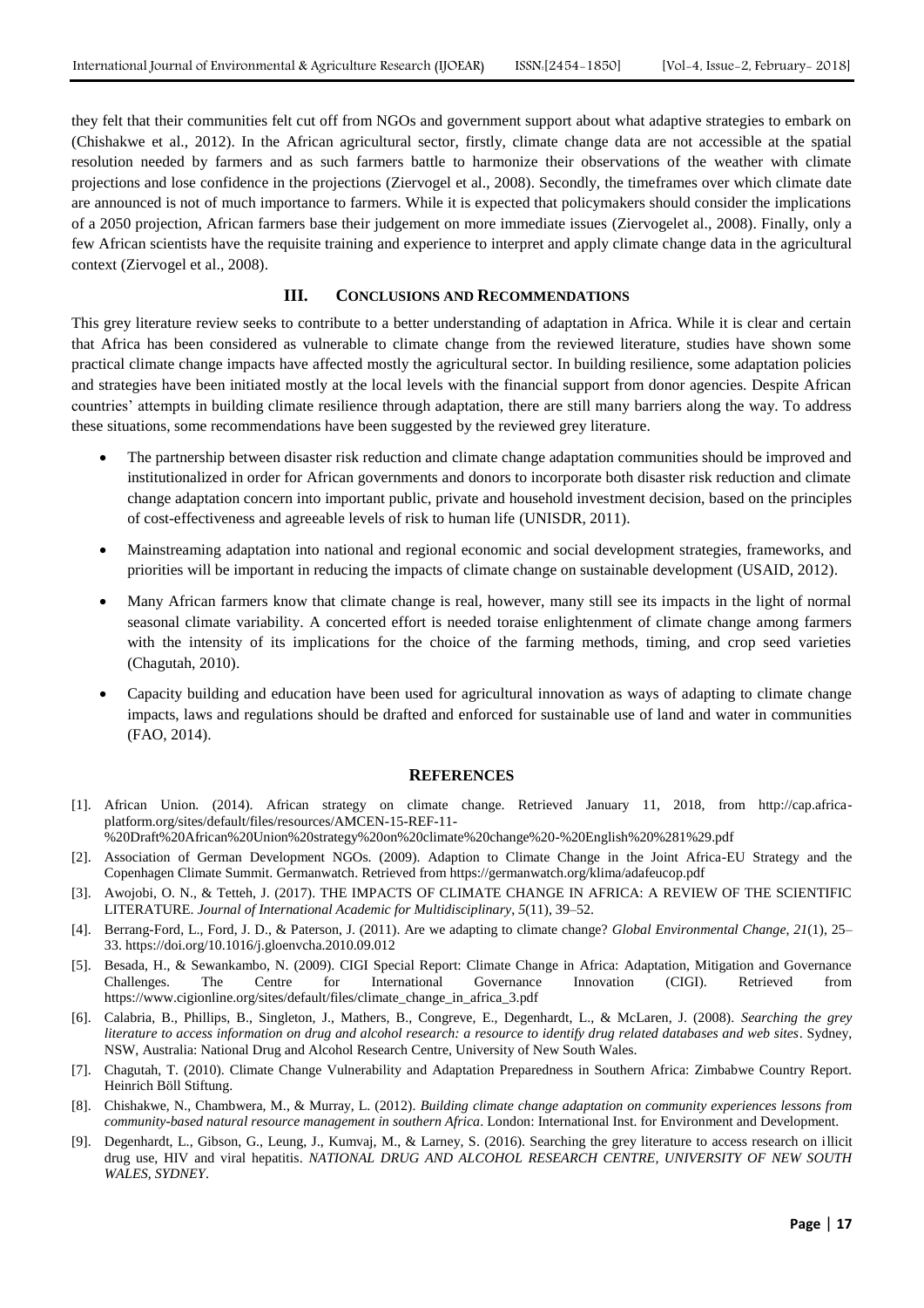they felt that their communities felt cut off from NGOs and government support about what adaptive strategies to embark on (Chishakwe et al., 2012). In the African agricultural sector, firstly, climate change data are not accessible at the spatial resolution needed by farmers and as such farmers battle to harmonize their observations of the weather with climate projections and lose confidence in the projections (Ziervogel et al., 2008). Secondly, the timeframes over which climate date are announced is not of much importance to farmers. While it is expected that policymakers should consider the implications of a 2050 projection, African farmers base their judgement on more immediate issues (Ziervogelet al., 2008). Finally, only a few African scientists have the requisite training and experience to interpret and apply climate change data in the agricultural context (Ziervogel et al., 2008).

## III. CONCLUSIONS AND RECOMMENDATIONS

This grey literature review seeks to contribute to a better understanding of adaptation in Africa. While it is clear and certain that Africa has been considered as vulnerable to climate change from the reviewed literature, studies have shown some practical climate change impacts have affected mostly the agricultural sector. In building resilience, some adaptation policies and strategies have been initiated mostly at the local levels with the financial support from donor agencies. Despite African countries' attempts in building climate resilience through adaptation, there are still many barriers along the way. To address these situations, some recommendations have been suggested by the reviewed grey literature.

- The partnership between disaster risk reduction and climate change adaptation communities should be improved and institutionalized in order for African governments and donors to incorporate both disaster risk reduction and climate change adaptation concern into important public, private and household investment decision, based on the principles of cost-effectiveness and agreeable levels of risk to human life (UNISDR, 2011).
- Mainstreaming adaptation into national and regional economic and social development strategies, frameworks, and priorities will be important in reducing the impacts of climate change on sustainable development (USAID, 2012).
- Many African farmers know that climate change is real, however, many still see its impacts in the light of normal seasonal climate variability. A concerted effort is needed toraise enlightenment of climate change among farmers with the intensity of its implications for the choice of the farming methods, timing, and crop seed varieties (Chagutah, 2010).
- Capacity building and education have been used for agricultural innovation as ways of adapting to climate change impacts, laws and regulations should be drafted and enforced for sustainable use of land and water in communities (FAO, 2014).

## REFERENCES

[1]. African Union. (2014). African strategy on climate change. Retrieved January 11, 2018, from http://cap.africa-platform.org/sites/default/files/resources/AMCEN-15-REF-11-%20Draft%20African%20Union%20strategy%20on%20climate%20change%20-%20English%20%281%29.pdf

[2]. Association of German Development NGOs. (2009). Adaption to Climate Change in the Joint Africa-EU Strategy and the Copenhagen Climate Summit. Germanwatch. Retrieved from https://germanwatch.org/klima/adafeucop.pdf

[3]. Awojobi, O. N., & Tetteh, J. (2017). THE IMPACTS OF CLIMATE CHANGE IN AFRICA: A REVIEW OF THE SCIENTIFIC LITERATURE. *Journal of International Academic for Multidisciplinary*, *5*(11), 39–52.

[4]. Berrang-Ford, L., Ford, J. D., & Paterson, J. (2011). Are we adapting to climate change? *Global Environmental Change*, *21*(1), 25–33. https://doi.org/10.1016/j.gloenvcha.2010.09.012

[5]. Besada, H., & Sewankambo, N. (2009). CIGI Special Report: Climate Change in Africa: Adaptation, Mitigation and Governance Challenges. The Centre for International Governance Innovation (CIGI). Retrieved from https://www.cigionline.org/sites/default/files/climate_change_in_africa_3.pdf

[6]. Calabria, B., Phillips, B., Singleton, J., Mathers, B., Congreve, E., Degenhardt, L., & McLaren, J. (2008). *Searching the grey literature to access information on drug and alcohol research: a resource to identify drug related databases and web sites*. Sydney, NSW, Australia: National Drug and Alcohol Research Centre, University of New South Wales.

[7]. Chagutah, T. (2010). Climate Change Vulnerability and Adaptation Preparedness in Southern Africa: Zimbabwe Country Report. Heinrich Böll Stiftung.

[8]. Chishakwe, N., Chambwera, M., & Murray, L. (2012). *Building climate change adaptation on community experiences lessons from community-based natural resource management in southern Africa*. London: International Inst. for Environment and Development.

[9]. Degenhardt, L., Gibson, G., Leung, J., Kumvaj, M., & Larney, S. (2016). Searching the grey literature to access research on illicit drug use, HIV and viral hepatitis. *NATIONAL DRUG AND ALCOHOL RESEARCH CENTRE, UNIVERSITY OF NEW SOUTH WALES, SYDNEY*.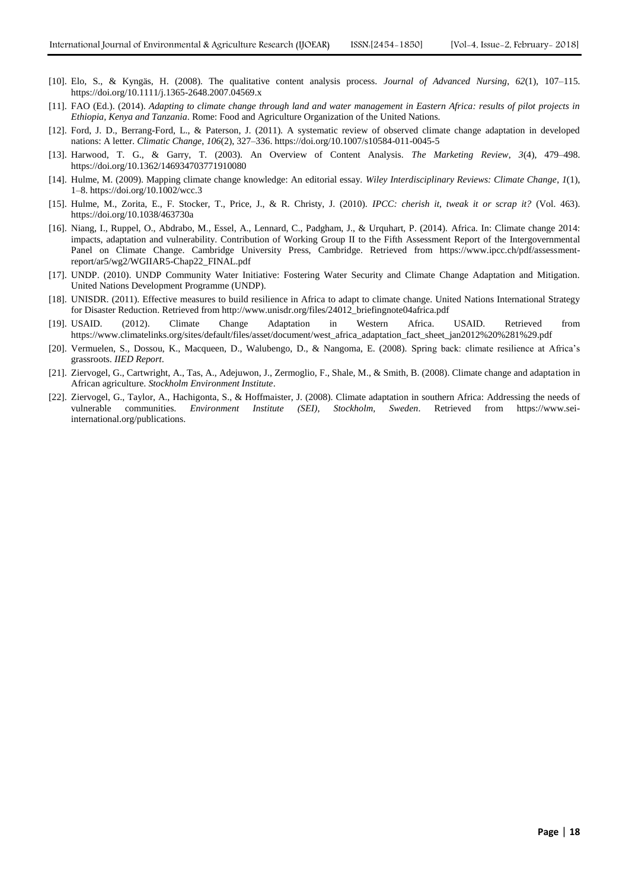[10]. Elo, S., & Kyngäs, H. (2008). The qualitative content analysis process. *Journal of Advanced Nursing*, *62*(1), 107–115. https://doi.org/10.1111/j.1365-2648.2007.04569.x

[11]. FAO (Ed.). (2014). *Adapting to climate change through land and water management in Eastern Africa: results of pilot projects in Ethiopia, Kenya and Tanzania*. Rome: Food and Agriculture Organization of the United Nations.

[12]. Ford, J. D., Berrang-Ford, L., & Paterson, J. (2011). A systematic review of observed climate change adaptation in developed nations: A letter. *Climatic Change*, *106*(2), 327–336. https://doi.org/10.1007/s10584-011-0045-5

[13]. Harwood, T. G., & Garry, T. (2003). An Overview of Content Analysis. *The Marketing Review*, *3*(4), 479–498. https://doi.org/10.1362/146934703771910080

[14]. Hulme, M. (2009). Mapping climate change knowledge: An editorial essay. *Wiley Interdisciplinary Reviews: Climate Change*, *1*(1), 1–8. https://doi.org/10.1002/wcc.3

[15]. Hulme, M., Zorita, E., F. Stocker, T., Price, J., & R. Christy, J. (2010). *IPCC: cherish it, tweak it or scrap it?* (Vol. 463). https://doi.org/10.1038/463730a

[16]. Niang, I., Ruppel, O., Abdrabo, M., Essel, A., Lennard, C., Padgham, J., & Urquhart, P. (2014). Africa. In: Climate change 2014: impacts, adaptation and vulnerability. Contribution of Working Group II to the Fifth Assessment Report of the Intergovernmental Panel on Climate Change. Cambridge University Press, Cambridge. Retrieved from https://www.ipcc.ch/pdf/assessment-report/ar5/wg2/WGIIAR5-Chap22_FINAL.pdf

[17]. UNDP. (2010). UNDP Community Water Initiative: Fostering Water Security and Climate Change Adaptation and Mitigation. United Nations Development Programme (UNDP).

[18]. UNISDR. (2011). Effective measures to build resilience in Africa to adapt to climate change. United Nations International Strategy for Disaster Reduction. Retrieved from http://www.unisdr.org/files/24012_briefingnote04africa.pdf

[19]. USAID. (2012). Climate Change Adaptation in Western Africa. USAID. Retrieved from https://www.climatelinks.org/sites/default/files/asset/document/west_africa_adaptation_fact_sheet_jan2012%20%281%29.pdf

[20]. Vermeulen, S., Dossou, K., Macqueen, D., Walubengo, D., & Nangoma, E. (2008). Spring back: climate resilience at Africa's grassroots. *IIED Report*.

[21]. Ziervogel, G., Cartwright, A., Tas, A., Adejuwon, J., Zermoglio, F., Shale, M., & Smith, B. (2008). Climate change and adaptation in African agriculture. *Stockholm Environment Institute*.

[22]. Ziervogel, G., Taylor, A., Hachigonta, S., & Hoffmaister, J. (2008). Climate adaptation in southern Africa: Addressing the needs of vulnerable communities. *Environment Institute (SEI), Stockholm, Sweden*. Retrieved from https://www.sei-international.org/publications.